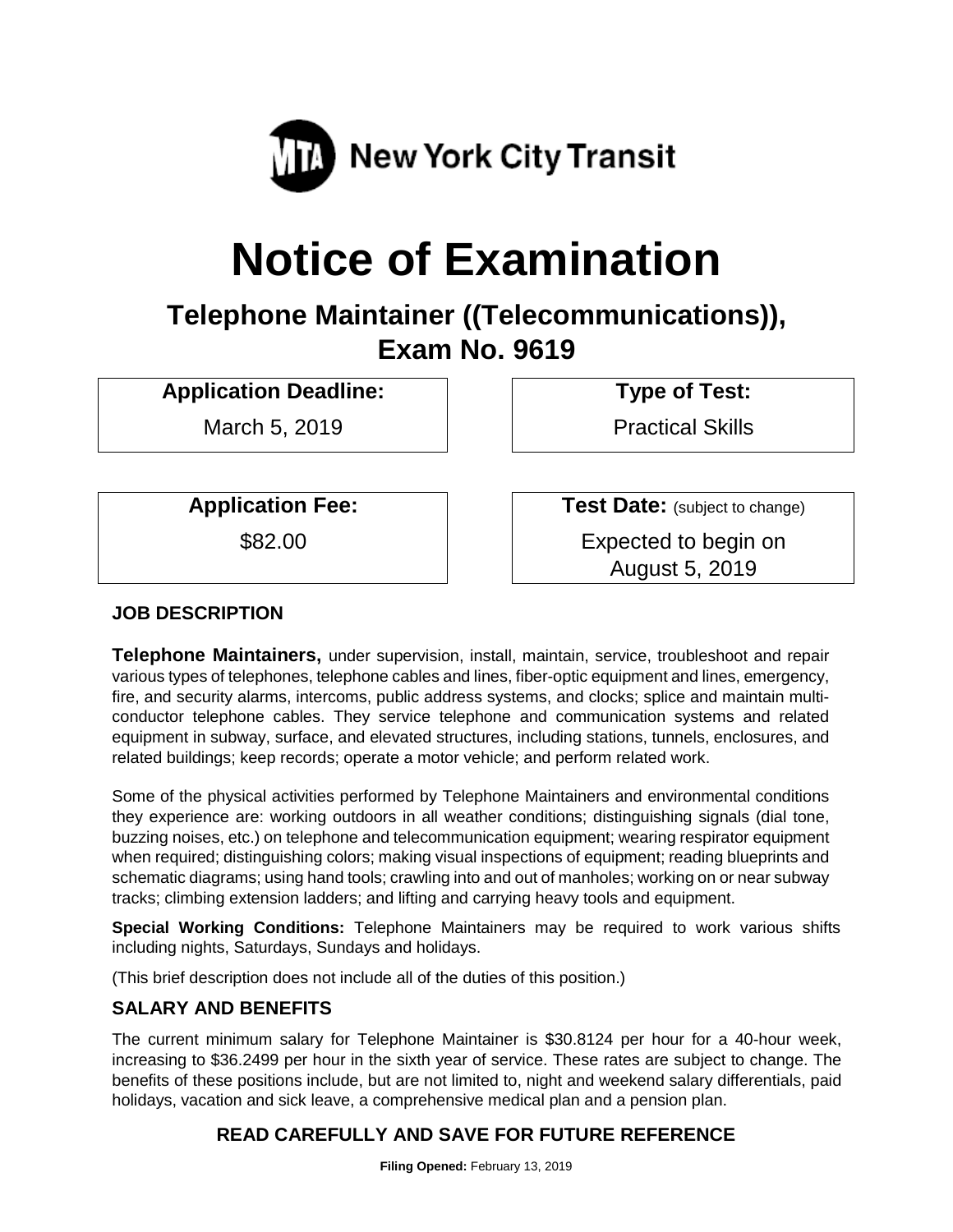MTA New York City Transit

# Notice of Examination

## Telephone Maintainer ((Telecommunications)), Exam No. 9619

| Application Deadline: | Type of Test: |
|---|---|
| March 5, 2019 | Practical Skills |

| Application Fee: | Test Date: (subject to change) |
|---|---|
| $82.00 | Expected to begin on August 5, 2019 |

### JOB DESCRIPTION

**Telephone Maintainers,** under supervision, install, maintain, service, troubleshoot and repair various types of telephones, telephone cables and lines, fiber-optic equipment and lines, emergency, fire, and security alarms, intercoms, public address systems, and clocks; splice and maintain multi-conductor telephone cables. They service telephone and communication systems and related equipment in subway, surface, and elevated structures, including stations, tunnels, enclosures, and related buildings; keep records; operate a motor vehicle; and perform related work.

Some of the physical activities performed by Telephone Maintainers and environmental conditions they experience are: working outdoors in all weather conditions; distinguishing signals (dial tone, buzzing noises, etc.) on telephone and telecommunication equipment; wearing respirator equipment when required; distinguishing colors; making visual inspections of equipment; reading blueprints and schematic diagrams; using hand tools; crawling into and out of manholes; working on or near subway tracks; climbing extension ladders; and lifting and carrying heavy tools and equipment.

**Special Working Conditions:** Telephone Maintainers may be required to work various shifts including nights, Saturdays, Sundays and holidays.

(This brief description does not include all of the duties of this position.)

### SALARY AND BENEFITS

The current minimum salary for Telephone Maintainer is $30.8124 per hour for a 40-hour week, increasing to $36.2499 per hour in the sixth year of service. These rates are subject to change. The benefits of these positions include, but are not limited to, night and weekend salary differentials, paid holidays, vacation and sick leave, a comprehensive medical plan and a pension plan.

**READ CAREFULLY AND SAVE FOR FUTURE REFERENCE**

**Filing Opened:** February 13, 2019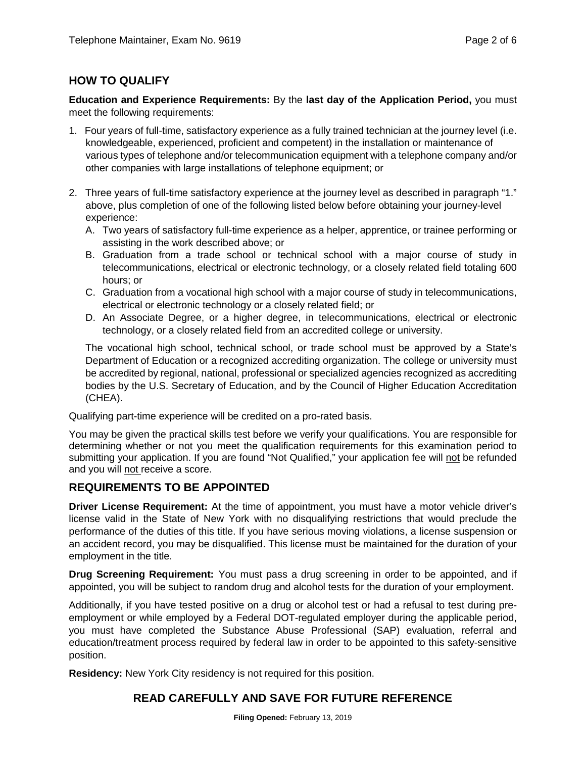## HOW TO QUALIFY

**Education and Experience Requirements:** By the **last day of the Application Period,** you must meet the following requirements:

1. Four years of full-time, satisfactory experience as a fully trained technician at the journey level (i.e. knowledgeable, experienced, proficient and competent) in the installation or maintenance of various types of telephone and/or telecommunication equipment with a telephone company and/or other companies with large installations of telephone equipment; or

2. Three years of full-time satisfactory experience at the journey level as described in paragraph "1." above, plus completion of one of the following listed below before obtaining your journey-level experience:
   A. Two years of satisfactory full-time experience as a helper, apprentice, or trainee performing or assisting in the work described above; or
   B. Graduation from a trade school or technical school with a major course of study in telecommunications, electrical or electronic technology, or a closely related field totaling 600 hours; or
   C. Graduation from a vocational high school with a major course of study in telecommunications, electrical or electronic technology or a closely related field; or
   D. An Associate Degree, or a higher degree, in telecommunications, electrical or electronic technology, or a closely related field from an accredited college or university.

   The vocational high school, technical school, or trade school must be approved by a State's Department of Education or a recognized accrediting organization. The college or university must be accredited by regional, national, professional or specialized agencies recognized as accrediting bodies by the U.S. Secretary of Education, and by the Council of Higher Education Accreditation (CHEA).

Qualifying part-time experience will be credited on a pro-rated basis.

You may be given the practical skills test before we verify your qualifications. You are responsible for determining whether or not you meet the qualification requirements for this examination period to submitting your application. If you are found "Not Qualified," your application fee will not be refunded and you will not receive a score.

## REQUIREMENTS TO BE APPOINTED

**Driver License Requirement:** At the time of appointment, you must have a motor vehicle driver's license valid in the State of New York with no disqualifying restrictions that would preclude the performance of the duties of this title. If you have serious moving violations, a license suspension or an accident record, you may be disqualified. This license must be maintained for the duration of your employment in the title.

**Drug Screening Requirement:** You must pass a drug screening in order to be appointed, and if appointed, you will be subject to random drug and alcohol tests for the duration of your employment.

Additionally, if you have tested positive on a drug or alcohol test or had a refusal to test during pre-employment or while employed by a Federal DOT-regulated employer during the applicable period, you must have completed the Substance Abuse Professional (SAP) evaluation, referral and education/treatment process required by federal law in order to be appointed to this safety-sensitive position.

**Residency:** New York City residency is not required for this position.

### READ CAREFULLY AND SAVE FOR FUTURE REFERENCE

**Filing Opened:** February 13, 2019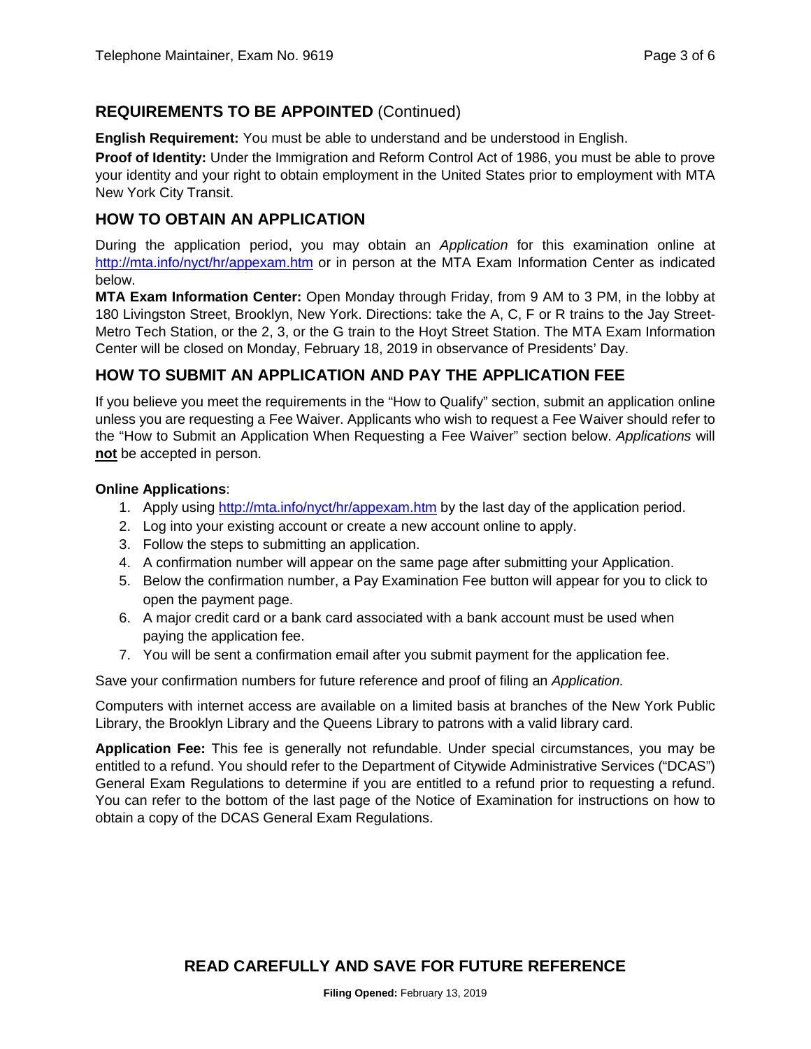## REQUIREMENTS TO BE APPOINTED (Continued)

**English Requirement:** You must be able to understand and be understood in English.

**Proof of Identity:** Under the Immigration and Reform Control Act of 1986, you must be able to prove your identity and your right to obtain employment in the United States prior to employment with MTA New York City Transit.

## HOW TO OBTAIN AN APPLICATION

During the application period, you may obtain an *Application* for this examination online at http://mta.info/nyct/hr/appexam.htm or in person at the MTA Exam Information Center as indicated below.

**MTA Exam Information Center:** Open Monday through Friday, from 9 AM to 3 PM, in the lobby at 180 Livingston Street, Brooklyn, New York. Directions: take the A, C, F or R trains to the Jay Street-Metro Tech Station, or the 2, 3, or the G train to the Hoyt Street Station. The MTA Exam Information Center will be closed on Monday, February 18, 2019 in observance of Presidents' Day.

## HOW TO SUBMIT AN APPLICATION AND PAY THE APPLICATION FEE

If you believe you meet the requirements in the "How to Qualify" section, submit an application online unless you are requesting a Fee Waiver. Applicants who wish to request a Fee Waiver should refer to the "How to Submit an Application When Requesting a Fee Waiver" section below. *Applications* will **not** be accepted in person.

**Online Applications**:

1. Apply using http://mta.info/nyct/hr/appexam.htm by the last day of the application period.
2. Log into your existing account or create a new account online to apply.
3. Follow the steps to submitting an application.
4. A confirmation number will appear on the same page after submitting your Application.
5. Below the confirmation number, a Pay Examination Fee button will appear for you to click to open the payment page.
6. A major credit card or a bank card associated with a bank account must be used when paying the application fee.
7. You will be sent a confirmation email after you submit payment for the application fee.

Save your confirmation numbers for future reference and proof of filing an *Application.*

Computers with internet access are available on a limited basis at branches of the New York Public Library, the Brooklyn Library and the Queens Library to patrons with a valid library card.

**Application Fee:** This fee is generally not refundable. Under special circumstances, you may be entitled to a refund. You should refer to the Department of Citywide Administrative Services ("DCAS") General Exam Regulations to determine if you are entitled to a refund prior to requesting a refund. You can refer to the bottom of the last page of the Notice of Examination for instructions on how to obtain a copy of the DCAS General Exam Regulations.

**READ CAREFULLY AND SAVE FOR FUTURE REFERENCE**

**Filing Opened:** February 13, 2019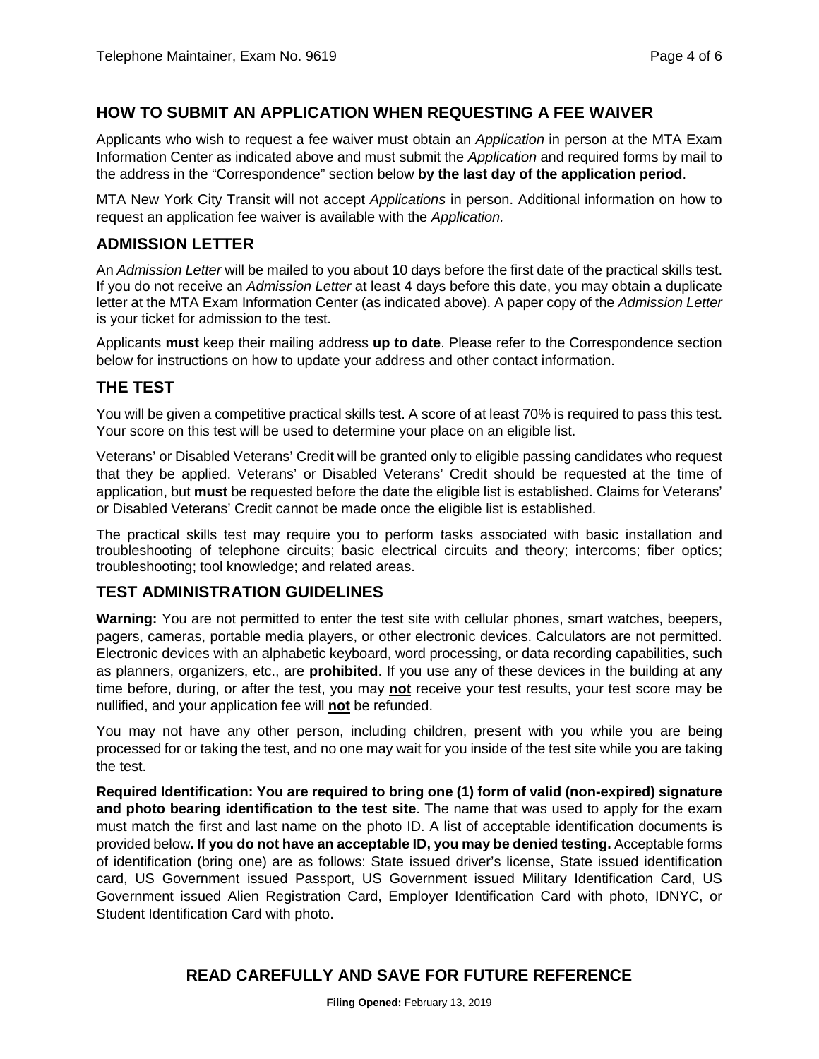## HOW TO SUBMIT AN APPLICATION WHEN REQUESTING A FEE WAIVER

Applicants who wish to request a fee waiver must obtain an *Application* in person at the MTA Exam Information Center as indicated above and must submit the *Application* and required forms by mail to the address in the "Correspondence" section below **by the last day of the application period**.

MTA New York City Transit will not accept *Applications* in person. Additional information on how to request an application fee waiver is available with the *Application.*

## ADMISSION LETTER

An *Admission Letter* will be mailed to you about 10 days before the first date of the practical skills test. If you do not receive an *Admission Letter* at least 4 days before this date, you may obtain a duplicate letter at the MTA Exam Information Center (as indicated above). A paper copy of the *Admission Letter* is your ticket for admission to the test.

Applicants **must** keep their mailing address **up to date**. Please refer to the Correspondence section below for instructions on how to update your address and other contact information.

## THE TEST

You will be given a competitive practical skills test. A score of at least 70% is required to pass this test. Your score on this test will be used to determine your place on an eligible list.

Veterans' or Disabled Veterans' Credit will be granted only to eligible passing candidates who request that they be applied. Veterans' or Disabled Veterans' Credit should be requested at the time of application, but **must** be requested before the date the eligible list is established. Claims for Veterans' or Disabled Veterans' Credit cannot be made once the eligible list is established.

The practical skills test may require you to perform tasks associated with basic installation and troubleshooting of telephone circuits; basic electrical circuits and theory; intercoms; fiber optics; troubleshooting; tool knowledge; and related areas.

## TEST ADMINISTRATION GUIDELINES

**Warning:** You are not permitted to enter the test site with cellular phones, smart watches, beepers, pagers, cameras, portable media players, or other electronic devices. Calculators are not permitted. Electronic devices with an alphabetic keyboard, word processing, or data recording capabilities, such as planners, organizers, etc., are **prohibited**. If you use any of these devices in the building at any time before, during, or after the test, you may **not** receive your test results, your test score may be nullified, and your application fee will **not** be refunded.

You may not have any other person, including children, present with you while you are being processed for or taking the test, and no one may wait for you inside of the test site while you are taking the test.

**Required Identification: You are required to bring one (1) form of valid (non-expired) signature and photo bearing identification to the test site**. The name that was used to apply for the exam must match the first and last name on the photo ID. A list of acceptable identification documents is provided below**. If you do not have an acceptable ID, you may be denied testing.** Acceptable forms of identification (bring one) are as follows: State issued driver's license, State issued identification card, US Government issued Passport, US Government issued Military Identification Card, US Government issued Alien Registration Card, Employer Identification Card with photo, IDNYC, or Student Identification Card with photo.

**READ CAREFULLY AND SAVE FOR FUTURE REFERENCE**

**Filing Opened:** February 13, 2019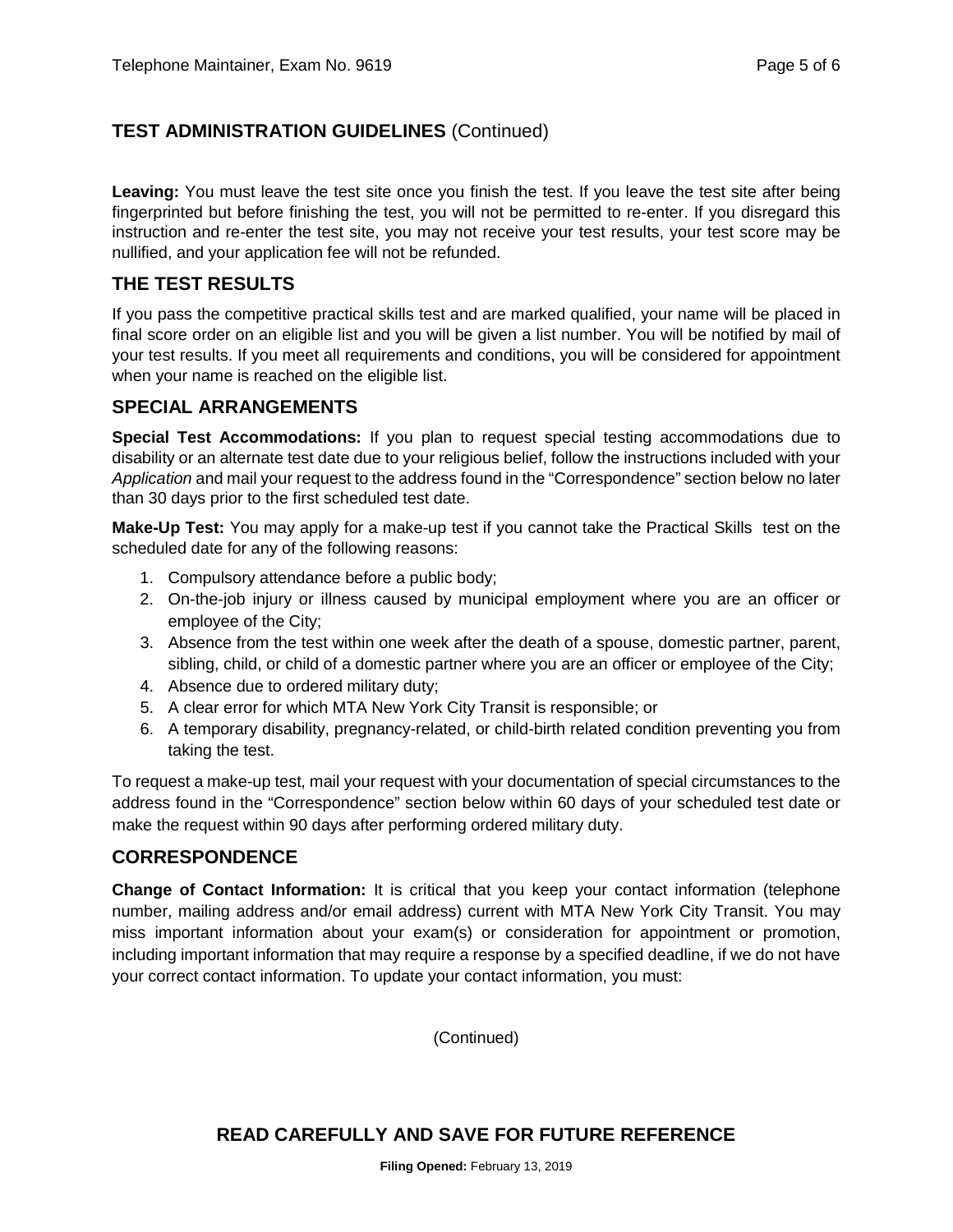## TEST ADMINISTRATION GUIDELINES (Continued)

**Leaving:** You must leave the test site once you finish the test. If you leave the test site after being fingerprinted but before finishing the test, you will not be permitted to re-enter. If you disregard this instruction and re-enter the test site, you may not receive your test results, your test score may be nullified, and your application fee will not be refunded.

## THE TEST RESULTS

If you pass the competitive practical skills test and are marked qualified, your name will be placed in final score order on an eligible list and you will be given a list number. You will be notified by mail of your test results. If you meet all requirements and conditions, you will be considered for appointment when your name is reached on the eligible list.

## SPECIAL ARRANGEMENTS

**Special Test Accommodations:** If you plan to request special testing accommodations due to disability or an alternate test date due to your religious belief, follow the instructions included with your *Application* and mail your request to the address found in the "Correspondence" section below no later than 30 days prior to the first scheduled test date.

**Make-Up Test:** You may apply for a make-up test if you cannot take the Practical Skills test on the scheduled date for any of the following reasons:

1. Compulsory attendance before a public body;
2. On-the-job injury or illness caused by municipal employment where you are an officer or employee of the City;
3. Absence from the test within one week after the death of a spouse, domestic partner, parent, sibling, child, or child of a domestic partner where you are an officer or employee of the City;
4. Absence due to ordered military duty;
5. A clear error for which MTA New York City Transit is responsible; or
6. A temporary disability, pregnancy-related, or child-birth related condition preventing you from taking the test.

To request a make-up test, mail your request with your documentation of special circumstances to the address found in the "Correspondence" section below within 60 days of your scheduled test date or make the request within 90 days after performing ordered military duty.

## CORRESPONDENCE

**Change of Contact Information:** It is critical that you keep your contact information (telephone number, mailing address and/or email address) current with MTA New York City Transit. You may miss important information about your exam(s) or consideration for appointment or promotion, including important information that may require a response by a specified deadline, if we do not have your correct contact information. To update your contact information, you must:

(Continued)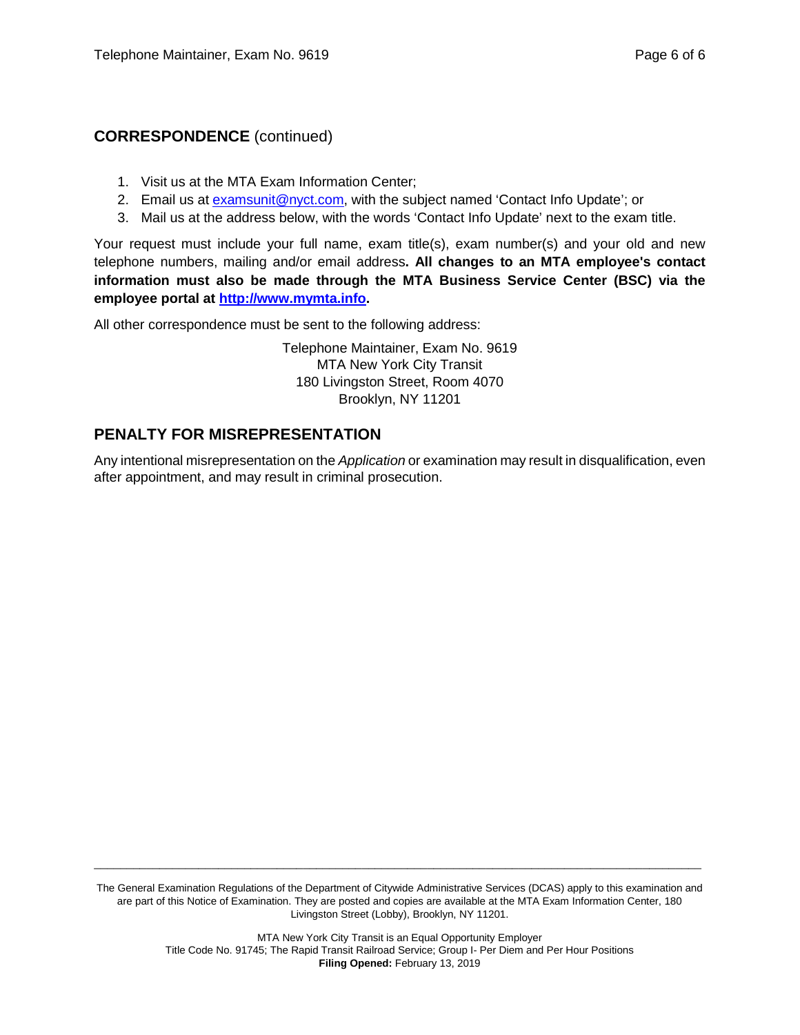## CORRESPONDENCE (continued)

1. Visit us at the MTA Exam Information Center;
2. Email us at [examsunit@nyct.com](mailto:examsunit@nyct.com), with the subject named 'Contact Info Update'; or
3. Mail us at the address below, with the words 'Contact Info Update' next to the exam title.

Your request must include your full name, exam title(s), exam number(s) and your old and new telephone numbers, mailing and/or email address**. All changes to an MTA employee's contact information must also be made through the MTA Business Service Center (BSC) via the employee portal at [http://www.mymta.info](http://www.mymta.info).**

All other correspondence must be sent to the following address:

Telephone Maintainer, Exam No. 9619
MTA New York City Transit
180 Livingston Street, Room 4070
Brooklyn, NY 11201

## PENALTY FOR MISREPRESENTATION

Any intentional misrepresentation on the *Application* or examination may result in disqualification, even after appointment, and may result in criminal prosecution.

---

The General Examination Regulations of the Department of Citywide Administrative Services (DCAS) apply to this examination and are part of this Notice of Examination. They are posted and copies are available at the MTA Exam Information Center, 180 Livingston Street (Lobby), Brooklyn, NY 11201.

MTA New York City Transit is an Equal Opportunity Employer
Title Code No. 91745; The Rapid Transit Railroad Service; Group I- Per Diem and Per Hour Positions
**Filing Opened:** February 13, 2019